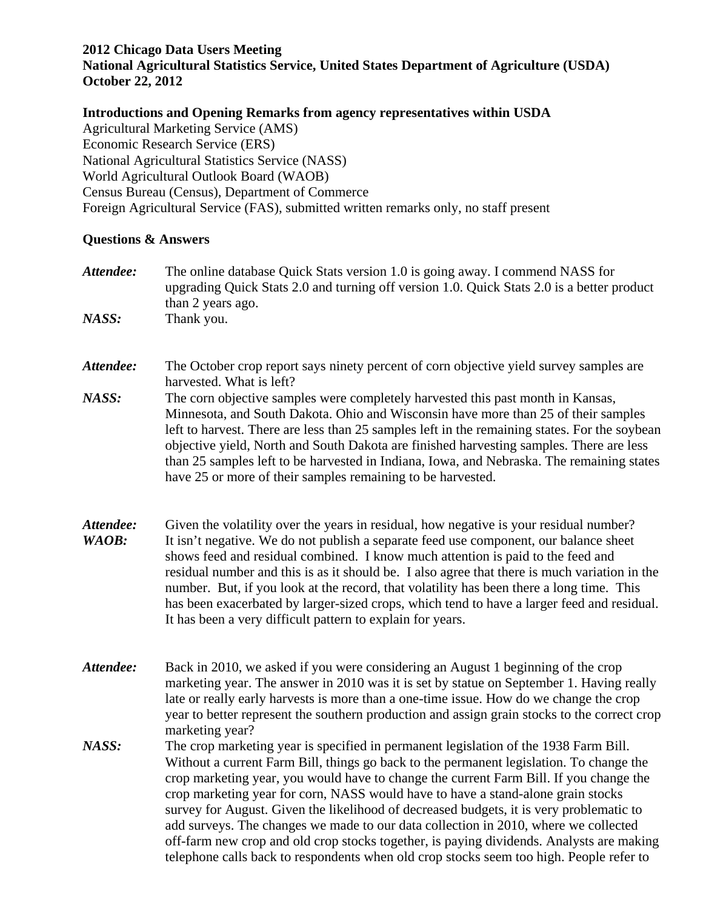**2012 Chicago Data Users Meeting**
**National Agricultural Statistics Service, United States Department of Agriculture (USDA)**
**October 22, 2012**

**Introductions and Opening Remarks from agency representatives within USDA**

Agricultural Marketing Service (AMS)
Economic Research Service (ERS)
National Agricultural Statistics Service (NASS)
World Agricultural Outlook Board (WAOB)
Census Bureau (Census), Department of Commerce
Foreign Agricultural Service (FAS), submitted written remarks only, no staff present

**Questions & Answers**

***Attendee:*** The online database Quick Stats version 1.0 is going away. I commend NASS for upgrading Quick Stats 2.0 and turning off version 1.0. Quick Stats 2.0 is a better product than 2 years ago.

***NASS:*** Thank you.

***Attendee:*** The October crop report says ninety percent of corn objective yield survey samples are harvested. What is left?

***NASS:*** The corn objective samples were completely harvested this past month in Kansas, Minnesota, and South Dakota. Ohio and Wisconsin have more than 25 of their samples left to harvest. There are less than 25 samples left in the remaining states. For the soybean objective yield, North and South Dakota are finished harvesting samples. There are less than 25 samples left to be harvested in Indiana, Iowa, and Nebraska. The remaining states have 25 or more of their samples remaining to be harvested.

***Attendee:*** Given the volatility over the years in residual, how negative is your residual number?

***WAOB:*** It isn't negative. We do not publish a separate feed use component, our balance sheet shows feed and residual combined. I know much attention is paid to the feed and residual number and this is as it should be. I also agree that there is much variation in the number. But, if you look at the record, that volatility has been there a long time. This has been exacerbated by larger-sized crops, which tend to have a larger feed and residual. It has been a very difficult pattern to explain for years.

***Attendee:*** Back in 2010, we asked if you were considering an August 1 beginning of the crop marketing year. The answer in 2010 was it is set by statue on September 1. Having really late or really early harvests is more than a one-time issue. How do we change the crop year to better represent the southern production and assign grain stocks to the correct crop marketing year?

***NASS:*** The crop marketing year is specified in permanent legislation of the 1938 Farm Bill. Without a current Farm Bill, things go back to the permanent legislation. To change the crop marketing year, you would have to change the current Farm Bill. If you change the crop marketing year for corn, NASS would have to have a stand-alone grain stocks survey for August. Given the likelihood of decreased budgets, it is very problematic to add surveys. The changes we made to our data collection in 2010, where we collected off-farm new crop and old crop stocks together, is paying dividends. Analysts are making telephone calls back to respondents when old crop stocks seem too high. People refer to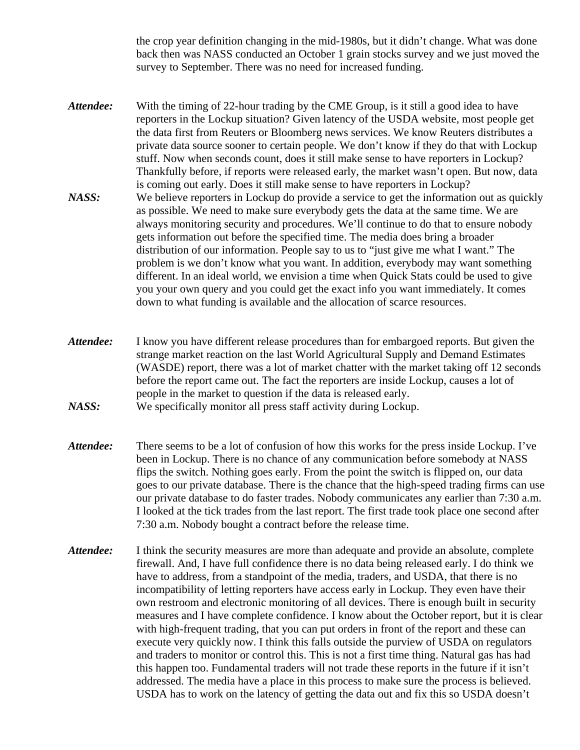the crop year definition changing in the mid-1980s, but it didn't change. What was done back then was NASS conducted an October 1 grain stocks survey and we just moved the survey to September. There was no need for increased funding.

***Attendee:*** With the timing of 22-hour trading by the CME Group, is it still a good idea to have reporters in the Lockup situation? Given latency of the USDA website, most people get the data first from Reuters or Bloomberg news services. We know Reuters distributes a private data source sooner to certain people. We don't know if they do that with Lockup stuff. Now when seconds count, does it still make sense to have reporters in Lockup? Thankfully before, if reports were released early, the market wasn't open. But now, data is coming out early. Does it still make sense to have reporters in Lockup?

***NASS:*** We believe reporters in Lockup do provide a service to get the information out as quickly as possible. We need to make sure everybody gets the data at the same time. We are always monitoring security and procedures. We'll continue to do that to ensure nobody gets information out before the specified time. The media does bring a broader distribution of our information. People say to us to "just give me what I want." The problem is we don't know what you want. In addition, everybody may want something different. In an ideal world, we envision a time when Quick Stats could be used to give you your own query and you could get the exact info you want immediately. It comes down to what funding is available and the allocation of scarce resources.

***Attendee:*** I know you have different release procedures than for embargoed reports. But given the strange market reaction on the last World Agricultural Supply and Demand Estimates (WASDE) report, there was a lot of market chatter with the market taking off 12 seconds before the report came out. The fact the reporters are inside Lockup, causes a lot of people in the market to question if the data is released early.

***NASS:*** We specifically monitor all press staff activity during Lockup.

***Attendee:*** There seems to be a lot of confusion of how this works for the press inside Lockup. I've been in Lockup. There is no chance of any communication before somebody at NASS flips the switch. Nothing goes early. From the point the switch is flipped on, our data goes to our private database. There is the chance that the high-speed trading firms can use our private database to do faster trades. Nobody communicates any earlier than 7:30 a.m. I looked at the tick trades from the last report. The first trade took place one second after 7:30 a.m. Nobody bought a contract before the release time.

***Attendee:*** I think the security measures are more than adequate and provide an absolute, complete firewall. And, I have full confidence there is no data being released early. I do think we have to address, from a standpoint of the media, traders, and USDA, that there is no incompatibility of letting reporters have access early in Lockup. They even have their own restroom and electronic monitoring of all devices. There is enough built in security measures and I have complete confidence. I know about the October report, but it is clear with high-frequent trading, that you can put orders in front of the report and these can execute very quickly now. I think this falls outside the purview of USDA on regulators and traders to monitor or control this. This is not a first time thing. Natural gas has had this happen too. Fundamental traders will not trade these reports in the future if it isn't addressed. The media have a place in this process to make sure the process is believed. USDA has to work on the latency of getting the data out and fix this so USDA doesn't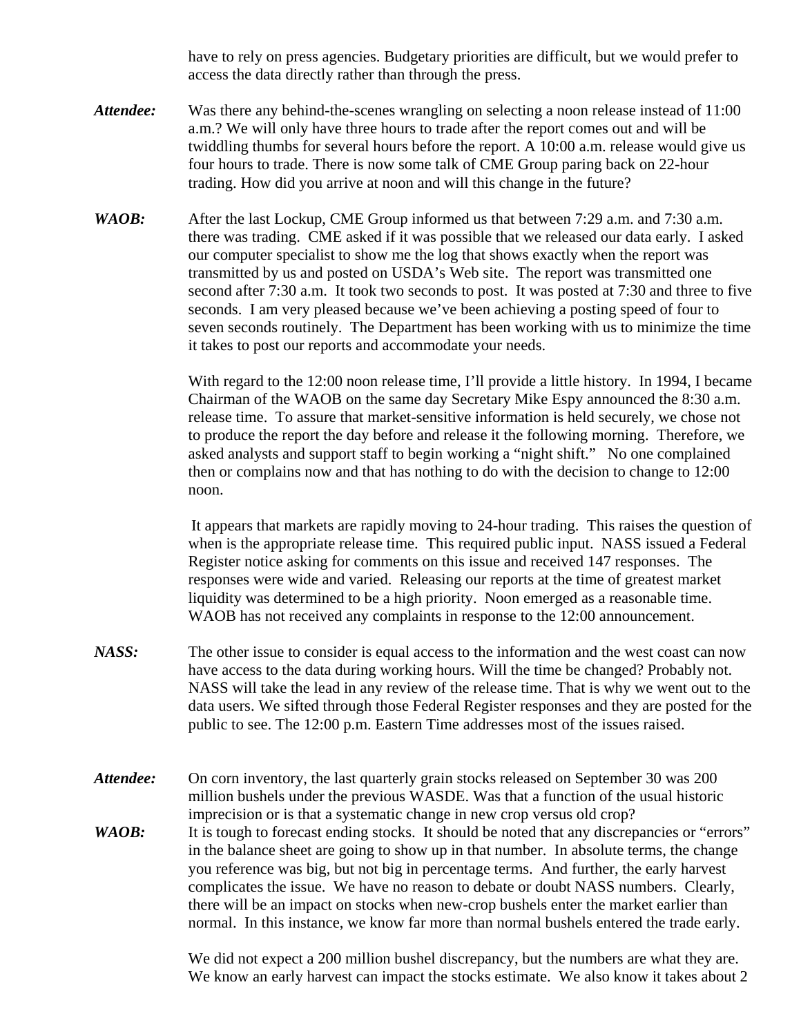have to rely on press agencies. Budgetary priorities are difficult, but we would prefer to access the data directly rather than through the press.

***Attendee:*** Was there any behind-the-scenes wrangling on selecting a noon release instead of 11:00 a.m.? We will only have three hours to trade after the report comes out and will be twiddling thumbs for several hours before the report. A 10:00 a.m. release would give us four hours to trade. There is now some talk of CME Group paring back on 22-hour trading. How did you arrive at noon and will this change in the future?

***WAOB:*** After the last Lockup, CME Group informed us that between 7:29 a.m. and 7:30 a.m. there was trading. CME asked if it was possible that we released our data early. I asked our computer specialist to show me the log that shows exactly when the report was transmitted by us and posted on USDA's Web site. The report was transmitted one second after 7:30 a.m. It took two seconds to post. It was posted at 7:30 and three to five seconds. I am very pleased because we've been achieving a posting speed of four to seven seconds routinely. The Department has been working with us to minimize the time it takes to post our reports and accommodate your needs.

With regard to the 12:00 noon release time, I'll provide a little history. In 1994, I became Chairman of the WAOB on the same day Secretary Mike Espy announced the 8:30 a.m. release time. To assure that market-sensitive information is held securely, we chose not to produce the report the day before and release it the following morning. Therefore, we asked analysts and support staff to begin working a "night shift." No one complained then or complains now and that has nothing to do with the decision to change to 12:00 noon.

It appears that markets are rapidly moving to 24-hour trading. This raises the question of when is the appropriate release time. This required public input. NASS issued a Federal Register notice asking for comments on this issue and received 147 responses. The responses were wide and varied. Releasing our reports at the time of greatest market liquidity was determined to be a high priority. Noon emerged as a reasonable time. WAOB has not received any complaints in response to the 12:00 announcement.

***NASS:*** The other issue to consider is equal access to the information and the west coast can now have access to the data during working hours. Will the time be changed? Probably not. NASS will take the lead in any review of the release time. That is why we went out to the data users. We sifted through those Federal Register responses and they are posted for the public to see. The 12:00 p.m. Eastern Time addresses most of the issues raised.

***Attendee:*** On corn inventory, the last quarterly grain stocks released on September 30 was 200 million bushels under the previous WASDE. Was that a function of the usual historic imprecision or is that a systematic change in new crop versus old crop?

***WAOB:*** It is tough to forecast ending stocks. It should be noted that any discrepancies or "errors" in the balance sheet are going to show up in that number. In absolute terms, the change you reference was big, but not big in percentage terms. And further, the early harvest complicates the issue. We have no reason to debate or doubt NASS numbers. Clearly, there will be an impact on stocks when new-crop bushels enter the market earlier than normal. In this instance, we know far more than normal bushels entered the trade early.

We did not expect a 200 million bushel discrepancy, but the numbers are what they are. We know an early harvest can impact the stocks estimate. We also know it takes about 2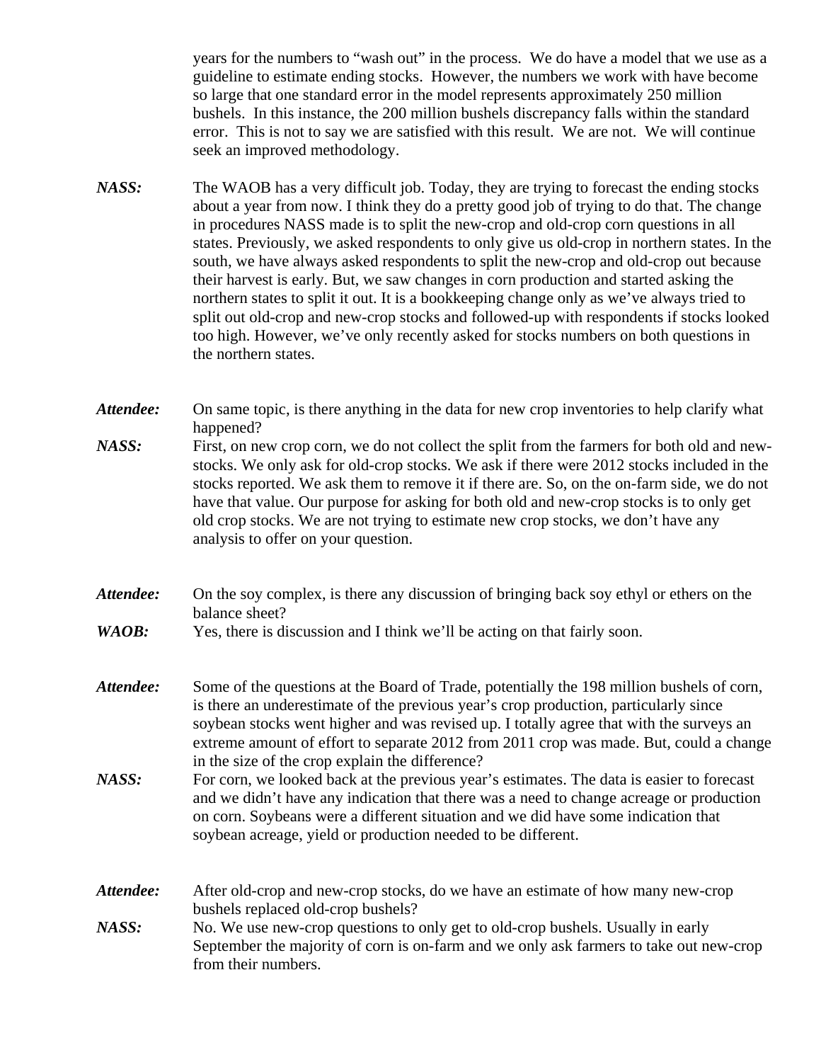years for the numbers to "wash out" in the process. We do have a model that we use as a guideline to estimate ending stocks. However, the numbers we work with have become so large that one standard error in the model represents approximately 250 million bushels. In this instance, the 200 million bushels discrepancy falls within the standard error. This is not to say we are satisfied with this result. We are not. We will continue seek an improved methodology.

***NASS:*** The WAOB has a very difficult job. Today, they are trying to forecast the ending stocks about a year from now. I think they do a pretty good job of trying to do that. The change in procedures NASS made is to split the new-crop and old-crop corn questions in all states. Previously, we asked respondents to only give us old-crop in northern states. In the south, we have always asked respondents to split the new-crop and old-crop out because their harvest is early. But, we saw changes in corn production and started asking the northern states to split it out. It is a bookkeeping change only as we've always tried to split out old-crop and new-crop stocks and followed-up with respondents if stocks looked too high. However, we've only recently asked for stocks numbers on both questions in the northern states.

***Attendee:*** On same topic, is there anything in the data for new crop inventories to help clarify what happened?

***NASS:*** First, on new crop corn, we do not collect the split from the farmers for both old and new-stocks. We only ask for old-crop stocks. We ask if there were 2012 stocks included in the stocks reported. We ask them to remove it if there are. So, on the on-farm side, we do not have that value. Our purpose for asking for both old and new-crop stocks is to only get old crop stocks. We are not trying to estimate new crop stocks, we don't have any analysis to offer on your question.

***Attendee:*** On the soy complex, is there any discussion of bringing back soy ethyl or ethers on the balance sheet?

***WAOB:*** Yes, there is discussion and I think we'll be acting on that fairly soon.

***Attendee:*** Some of the questions at the Board of Trade, potentially the 198 million bushels of corn, is there an underestimate of the previous year's crop production, particularly since soybean stocks went higher and was revised up. I totally agree that with the surveys an extreme amount of effort to separate 2012 from 2011 crop was made. But, could a change in the size of the crop explain the difference?

***NASS:*** For corn, we looked back at the previous year's estimates. The data is easier to forecast and we didn't have any indication that there was a need to change acreage or production on corn. Soybeans were a different situation and we did have some indication that soybean acreage, yield or production needed to be different.

***Attendee:*** After old-crop and new-crop stocks, do we have an estimate of how many new-crop bushels replaced old-crop bushels?

***NASS:*** No. We use new-crop questions to only get to old-crop bushels. Usually in early September the majority of corn is on-farm and we only ask farmers to take out new-crop from their numbers.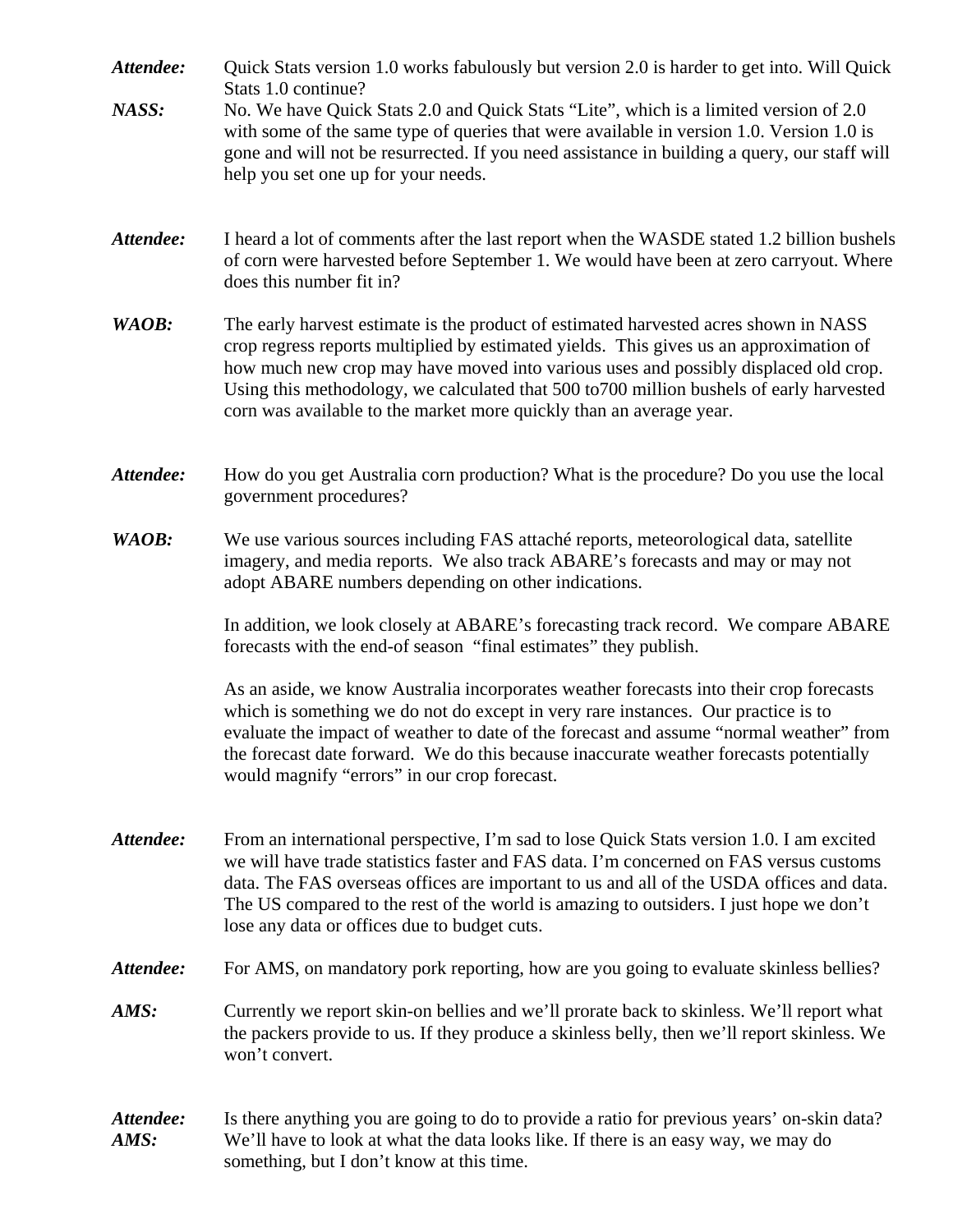***Attendee:*** Quick Stats version 1.0 works fabulously but version 2.0 is harder to get into. Will Quick Stats 1.0 continue?

***NASS:*** No. We have Quick Stats 2.0 and Quick Stats "Lite", which is a limited version of 2.0 with some of the same type of queries that were available in version 1.0. Version 1.0 is gone and will not be resurrected. If you need assistance in building a query, our staff will help you set one up for your needs.

***Attendee:*** I heard a lot of comments after the last report when the WASDE stated 1.2 billion bushels of corn were harvested before September 1. We would have been at zero carryout. Where does this number fit in?

***WAOB:*** The early harvest estimate is the product of estimated harvested acres shown in NASS crop regress reports multiplied by estimated yields. This gives us an approximation of how much new crop may have moved into various uses and possibly displaced old crop. Using this methodology, we calculated that 500 to700 million bushels of early harvested corn was available to the market more quickly than an average year.

***Attendee:*** How do you get Australia corn production? What is the procedure? Do you use the local government procedures?

***WAOB:*** We use various sources including FAS attaché reports, meteorological data, satellite imagery, and media reports. We also track ABARE's forecasts and may or may not adopt ABARE numbers depending on other indications.

In addition, we look closely at ABARE's forecasting track record. We compare ABARE forecasts with the end-of season "final estimates" they publish.

As an aside, we know Australia incorporates weather forecasts into their crop forecasts which is something we do not do except in very rare instances. Our practice is to evaluate the impact of weather to date of the forecast and assume "normal weather" from the forecast date forward. We do this because inaccurate weather forecasts potentially would magnify "errors" in our crop forecast.

***Attendee:*** From an international perspective, I'm sad to lose Quick Stats version 1.0. I am excited we will have trade statistics faster and FAS data. I'm concerned on FAS versus customs data. The FAS overseas offices are important to us and all of the USDA offices and data. The US compared to the rest of the world is amazing to outsiders. I just hope we don't lose any data or offices due to budget cuts.

***Attendee:*** For AMS, on mandatory pork reporting, how are you going to evaluate skinless bellies?

***AMS:*** Currently we report skin-on bellies and we'll prorate back to skinless. We'll report what the packers provide to us. If they produce a skinless belly, then we'll report skinless. We won't convert.

***Attendee:*** Is there anything you are going to do to provide a ratio for previous years' on-skin data?

***AMS:*** We'll have to look at what the data looks like. If there is an easy way, we may do something, but I don't know at this time.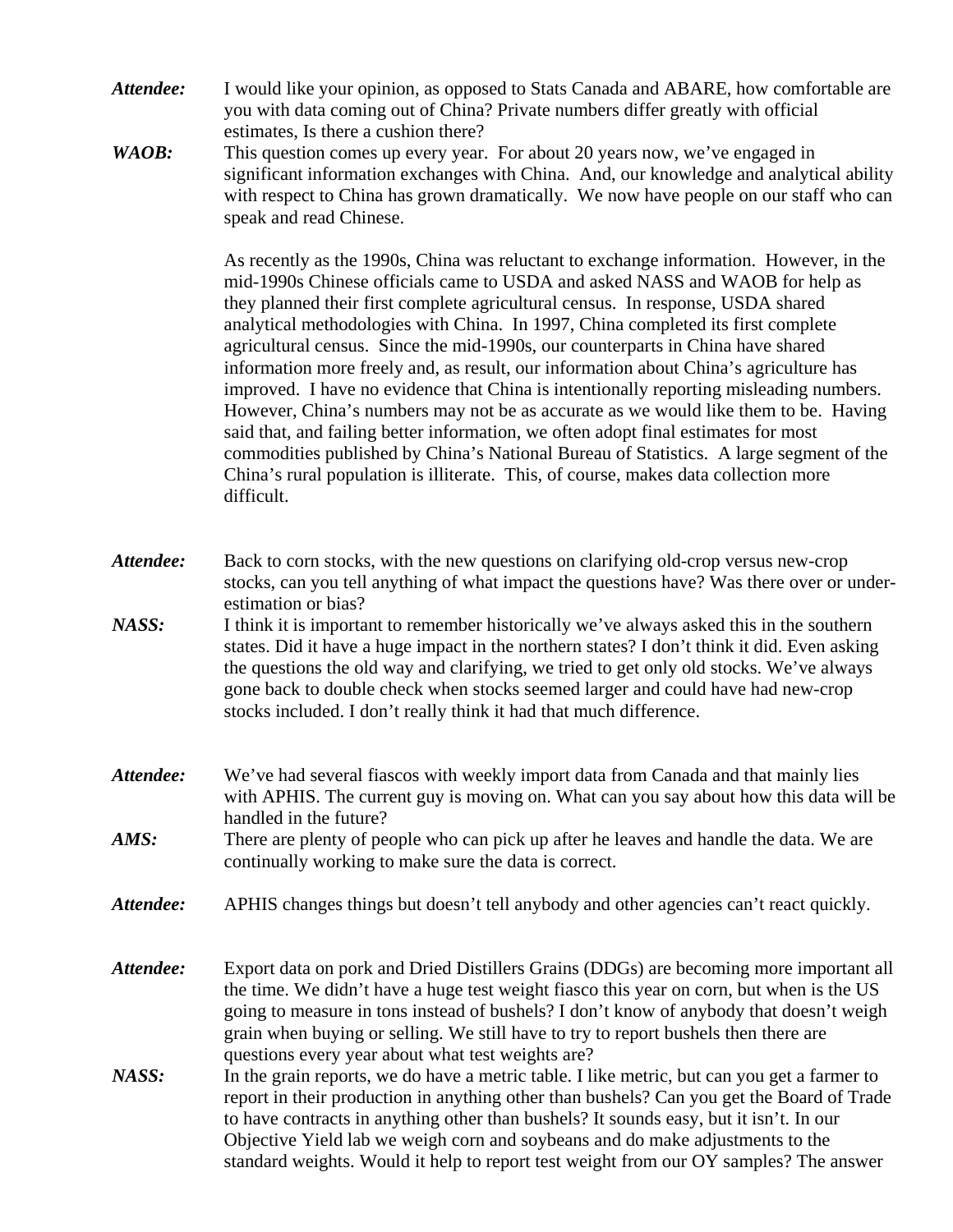***Attendee:*** I would like your opinion, as opposed to Stats Canada and ABARE, how comfortable are you with data coming out of China? Private numbers differ greatly with official estimates, Is there a cushion there?

***WAOB:*** This question comes up every year. For about 20 years now, we've engaged in significant information exchanges with China. And, our knowledge and analytical ability with respect to China has grown dramatically. We now have people on our staff who can speak and read Chinese.

As recently as the 1990s, China was reluctant to exchange information. However, in the mid-1990s Chinese officials came to USDA and asked NASS and WAOB for help as they planned their first complete agricultural census. In response, USDA shared analytical methodologies with China. In 1997, China completed its first complete agricultural census. Since the mid-1990s, our counterparts in China have shared information more freely and, as result, our information about China's agriculture has improved. I have no evidence that China is intentionally reporting misleading numbers. However, China's numbers may not be as accurate as we would like them to be. Having said that, and failing better information, we often adopt final estimates for most commodities published by China's National Bureau of Statistics. A large segment of the China's rural population is illiterate. This, of course, makes data collection more difficult.

***Attendee:*** Back to corn stocks, with the new questions on clarifying old-crop versus new-crop stocks, can you tell anything of what impact the questions have? Was there over or under-estimation or bias?

***NASS:*** I think it is important to remember historically we've always asked this in the southern states. Did it have a huge impact in the northern states? I don't think it did. Even asking the questions the old way and clarifying, we tried to get only old stocks. We've always gone back to double check when stocks seemed larger and could have had new-crop stocks included. I don't really think it had that much difference.

***Attendee:*** We've had several fiascos with weekly import data from Canada and that mainly lies with APHIS. The current guy is moving on. What can you say about how this data will be handled in the future?

***AMS:*** There are plenty of people who can pick up after he leaves and handle the data. We are continually working to make sure the data is correct.

***Attendee:*** APHIS changes things but doesn't tell anybody and other agencies can't react quickly.

***Attendee:*** Export data on pork and Dried Distillers Grains (DDGs) are becoming more important all the time. We didn't have a huge test weight fiasco this year on corn, but when is the US going to measure in tons instead of bushels? I don't know of anybody that doesn't weigh grain when buying or selling. We still have to try to report bushels then there are questions every year about what test weights are?

***NASS:*** In the grain reports, we do have a metric table. I like metric, but can you get a farmer to report in their production in anything other than bushels? Can you get the Board of Trade to have contracts in anything other than bushels? It sounds easy, but it isn't. In our Objective Yield lab we weigh corn and soybeans and do make adjustments to the standard weights. Would it help to report test weight from our OY samples? The answer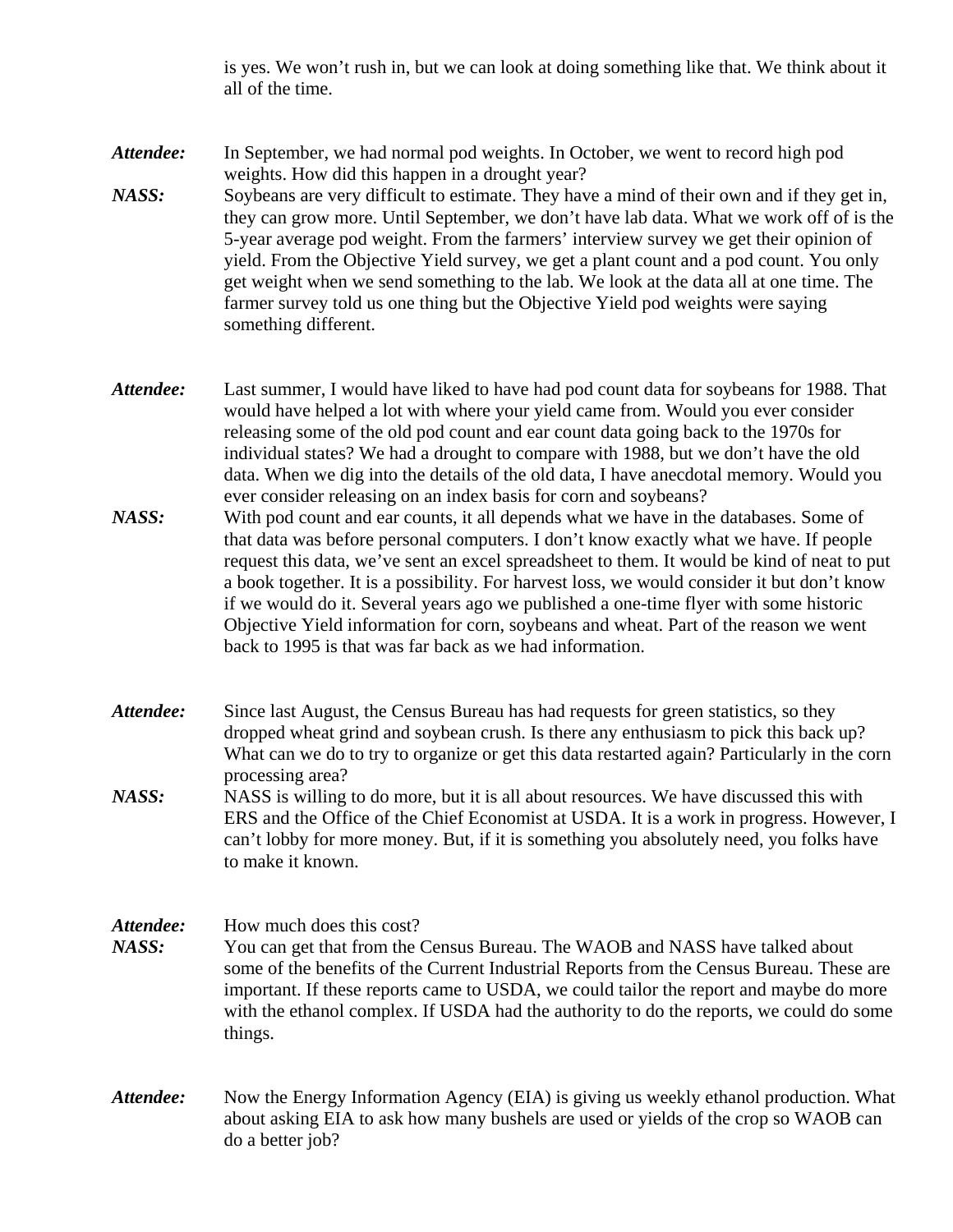is yes. We won't rush in, but we can look at doing something like that. We think about it all of the time.

*Attendee:* In September, we had normal pod weights. In October, we went to record high pod weights. How did this happen in a drought year?

***NASS:*** Soybeans are very difficult to estimate. They have a mind of their own and if they get in, they can grow more. Until September, we don't have lab data. What we work off of is the 5-year average pod weight. From the farmers' interview survey we get their opinion of yield. From the Objective Yield survey, we get a plant count and a pod count. You only get weight when we send something to the lab. We look at the data all at one time. The farmer survey told us one thing but the Objective Yield pod weights were saying something different.

*Attendee:* Last summer, I would have liked to have had pod count data for soybeans for 1988. That would have helped a lot with where your yield came from. Would you ever consider releasing some of the old pod count and ear count data going back to the 1970s for individual states? We had a drought to compare with 1988, but we don't have the old data. When we dig into the details of the old data, I have anecdotal memory. Would you ever consider releasing on an index basis for corn and soybeans?

***NASS:*** With pod count and ear counts, it all depends what we have in the databases. Some of that data was before personal computers. I don't know exactly what we have. If people request this data, we've sent an excel spreadsheet to them. It would be kind of neat to put a book together. It is a possibility. For harvest loss, we would consider it but don't know if we would do it. Several years ago we published a one-time flyer with some historic Objective Yield information for corn, soybeans and wheat. Part of the reason we went back to 1995 is that was far back as we had information.

*Attendee:* Since last August, the Census Bureau has had requests for green statistics, so they dropped wheat grind and soybean crush. Is there any enthusiasm to pick this back up? What can we do to try to organize or get this data restarted again? Particularly in the corn processing area?

***NASS:*** NASS is willing to do more, but it is all about resources. We have discussed this with ERS and the Office of the Chief Economist at USDA. It is a work in progress. However, I can't lobby for more money. But, if it is something you absolutely need, you folks have to make it known.

*Attendee:* How much does this cost?

***NASS:*** You can get that from the Census Bureau. The WAOB and NASS have talked about some of the benefits of the Current Industrial Reports from the Census Bureau. These are important. If these reports came to USDA, we could tailor the report and maybe do more with the ethanol complex. If USDA had the authority to do the reports, we could do some things.

*Attendee:* Now the Energy Information Agency (EIA) is giving us weekly ethanol production. What about asking EIA to ask how many bushels are used or yields of the crop so WAOB can do a better job?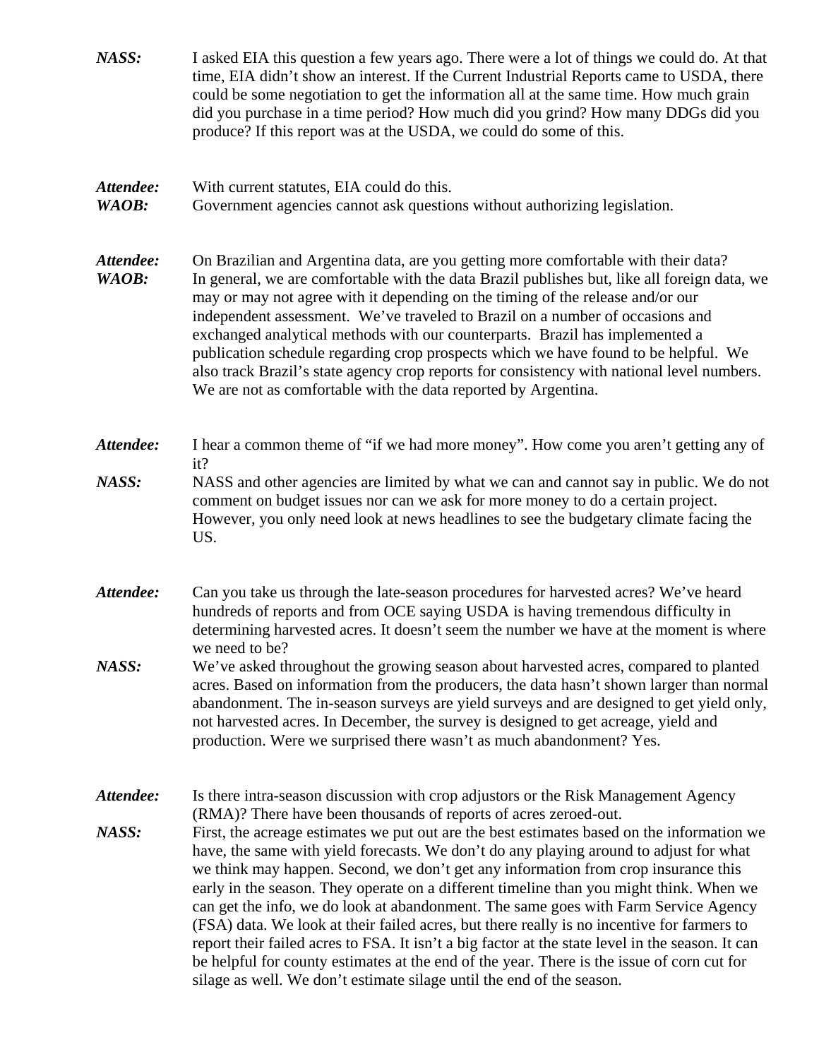***NASS:*** I asked EIA this question a few years ago. There were a lot of things we could do. At that time, EIA didn't show an interest. If the Current Industrial Reports came to USDA, there could be some negotiation to get the information all at the same time. How much grain did you purchase in a time period? How much did you grind? How many DDGs did you produce? If this report was at the USDA, we could do some of this.

***Attendee:*** With current statutes, EIA could do this.

***WAOB:*** Government agencies cannot ask questions without authorizing legislation.

***Attendee:*** On Brazilian and Argentina data, are you getting more comfortable with their data?

***WAOB:*** In general, we are comfortable with the data Brazil publishes but, like all foreign data, we may or may not agree with it depending on the timing of the release and/or our independent assessment. We've traveled to Brazil on a number of occasions and exchanged analytical methods with our counterparts. Brazil has implemented a publication schedule regarding crop prospects which we have found to be helpful. We also track Brazil's state agency crop reports for consistency with national level numbers. We are not as comfortable with the data reported by Argentina.

***Attendee:*** I hear a common theme of "if we had more money". How come you aren't getting any of it?

***NASS:*** NASS and other agencies are limited by what we can and cannot say in public. We do not comment on budget issues nor can we ask for more money to do a certain project. However, you only need look at news headlines to see the budgetary climate facing the US.

***Attendee:*** Can you take us through the late-season procedures for harvested acres? We've heard hundreds of reports and from OCE saying USDA is having tremendous difficulty in determining harvested acres. It doesn't seem the number we have at the moment is where we need to be?

***NASS:*** We've asked throughout the growing season about harvested acres, compared to planted acres. Based on information from the producers, the data hasn't shown larger than normal abandonment. The in-season surveys are yield surveys and are designed to get yield only, not harvested acres. In December, the survey is designed to get acreage, yield and production. Were we surprised there wasn't as much abandonment? Yes.

***Attendee:*** Is there intra-season discussion with crop adjustors or the Risk Management Agency (RMA)? There have been thousands of reports of acres zeroed-out.

***NASS:*** First, the acreage estimates we put out are the best estimates based on the information we have, the same with yield forecasts. We don't do any playing around to adjust for what we think may happen. Second, we don't get any information from crop insurance this early in the season. They operate on a different timeline than you might think. When we can get the info, we do look at abandonment. The same goes with Farm Service Agency (FSA) data. We look at their failed acres, but there really is no incentive for farmers to report their failed acres to FSA. It isn't a big factor at the state level in the season. It can be helpful for county estimates at the end of the year. There is the issue of corn cut for silage as well. We don't estimate silage until the end of the season.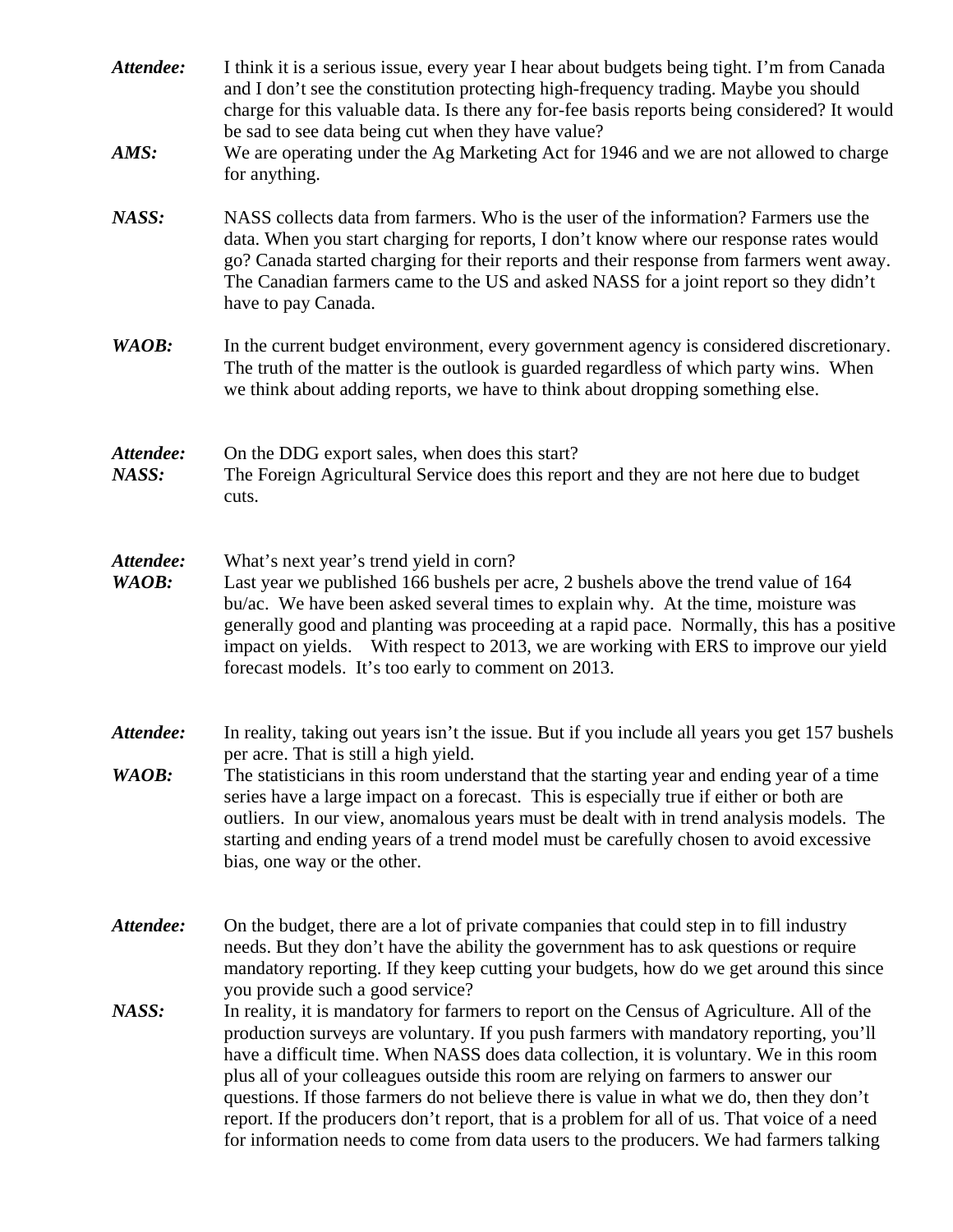***Attendee:*** I think it is a serious issue, every year I hear about budgets being tight. I'm from Canada and I don't see the constitution protecting high-frequency trading. Maybe you should charge for this valuable data. Is there any for-fee basis reports being considered? It would be sad to see data being cut when they have value?

***AMS:*** We are operating under the Ag Marketing Act for 1946 and we are not allowed to charge for anything.

***NASS:*** NASS collects data from farmers. Who is the user of the information? Farmers use the data. When you start charging for reports, I don't know where our response rates would go? Canada started charging for their reports and their response from farmers went away. The Canadian farmers came to the US and asked NASS for a joint report so they didn't have to pay Canada.

***WAOB:*** In the current budget environment, every government agency is considered discretionary. The truth of the matter is the outlook is guarded regardless of which party wins. When we think about adding reports, we have to think about dropping something else.

***Attendee:*** On the DDG export sales, when does this start?

***NASS:*** The Foreign Agricultural Service does this report and they are not here due to budget cuts.

***Attendee:*** What's next year's trend yield in corn?

***WAOB:*** Last year we published 166 bushels per acre, 2 bushels above the trend value of 164 bu/ac. We have been asked several times to explain why. At the time, moisture was generally good and planting was proceeding at a rapid pace. Normally, this has a positive impact on yields. With respect to 2013, we are working with ERS to improve our yield forecast models. It's too early to comment on 2013.

***Attendee:*** In reality, taking out years isn't the issue. But if you include all years you get 157 bushels per acre. That is still a high yield.

***WAOB:*** The statisticians in this room understand that the starting year and ending year of a time series have a large impact on a forecast. This is especially true if either or both are outliers. In our view, anomalous years must be dealt with in trend analysis models. The starting and ending years of a trend model must be carefully chosen to avoid excessive bias, one way or the other.

***Attendee:*** On the budget, there are a lot of private companies that could step in to fill industry needs. But they don't have the ability the government has to ask questions or require mandatory reporting. If they keep cutting your budgets, how do we get around this since you provide such a good service?

***NASS:*** In reality, it is mandatory for farmers to report on the Census of Agriculture. All of the production surveys are voluntary. If you push farmers with mandatory reporting, you'll have a difficult time. When NASS does data collection, it is voluntary. We in this room plus all of your colleagues outside this room are relying on farmers to answer our questions. If those farmers do not believe there is value in what we do, then they don't report. If the producers don't report, that is a problem for all of us. That voice of a need for information needs to come from data users to the producers. We had farmers talking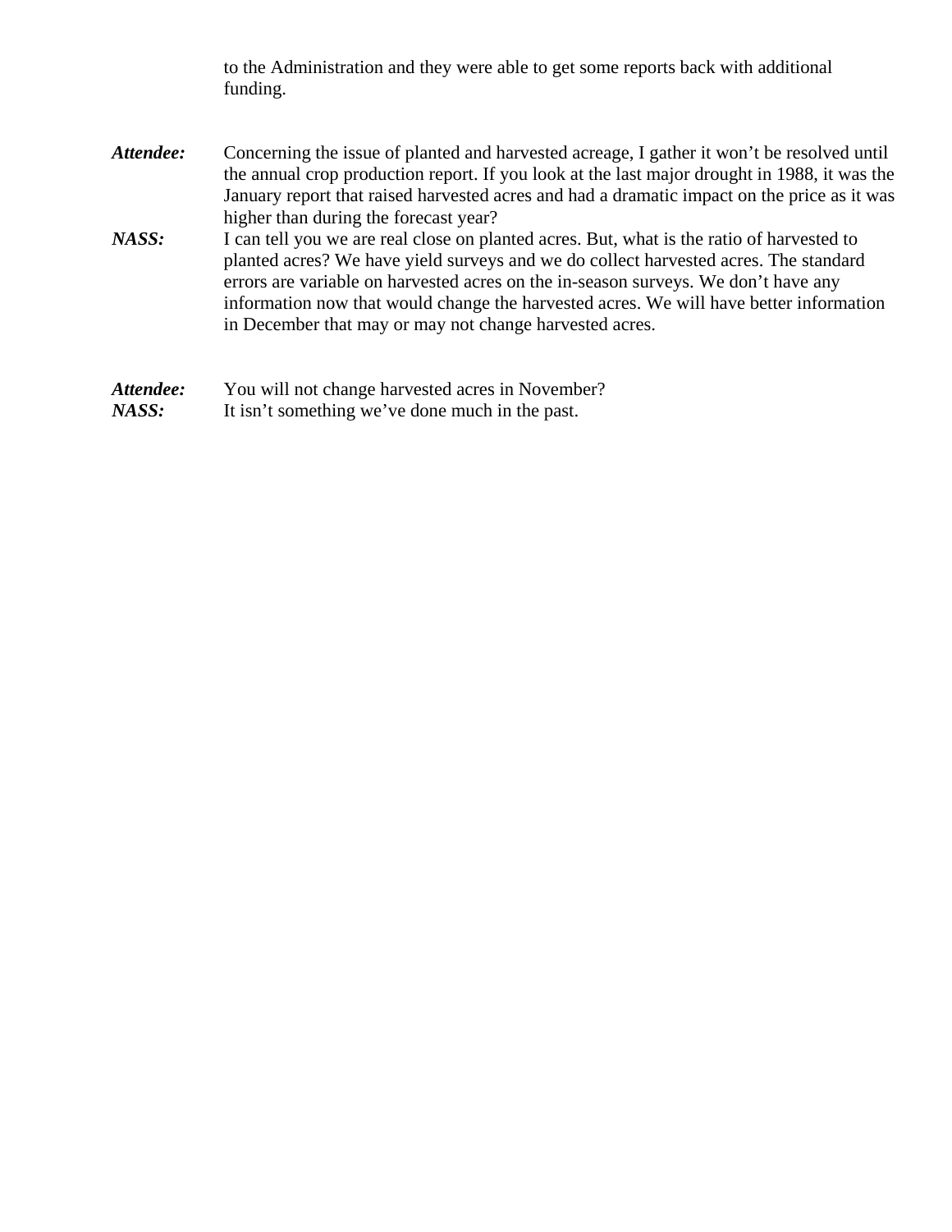to the Administration and they were able to get some reports back with additional funding.

***Attendee:*** Concerning the issue of planted and harvested acreage, I gather it won't be resolved until the annual crop production report. If you look at the last major drought in 1988, it was the January report that raised harvested acres and had a dramatic impact on the price as it was higher than during the forecast year?

***NASS:*** I can tell you we are real close on planted acres. But, what is the ratio of harvested to planted acres? We have yield surveys and we do collect harvested acres. The standard errors are variable on harvested acres on the in-season surveys. We don't have any information now that would change the harvested acres. We will have better information in December that may or may not change harvested acres.

***Attendee:*** You will not change harvested acres in November?

***NASS:*** It isn't something we've done much in the past.